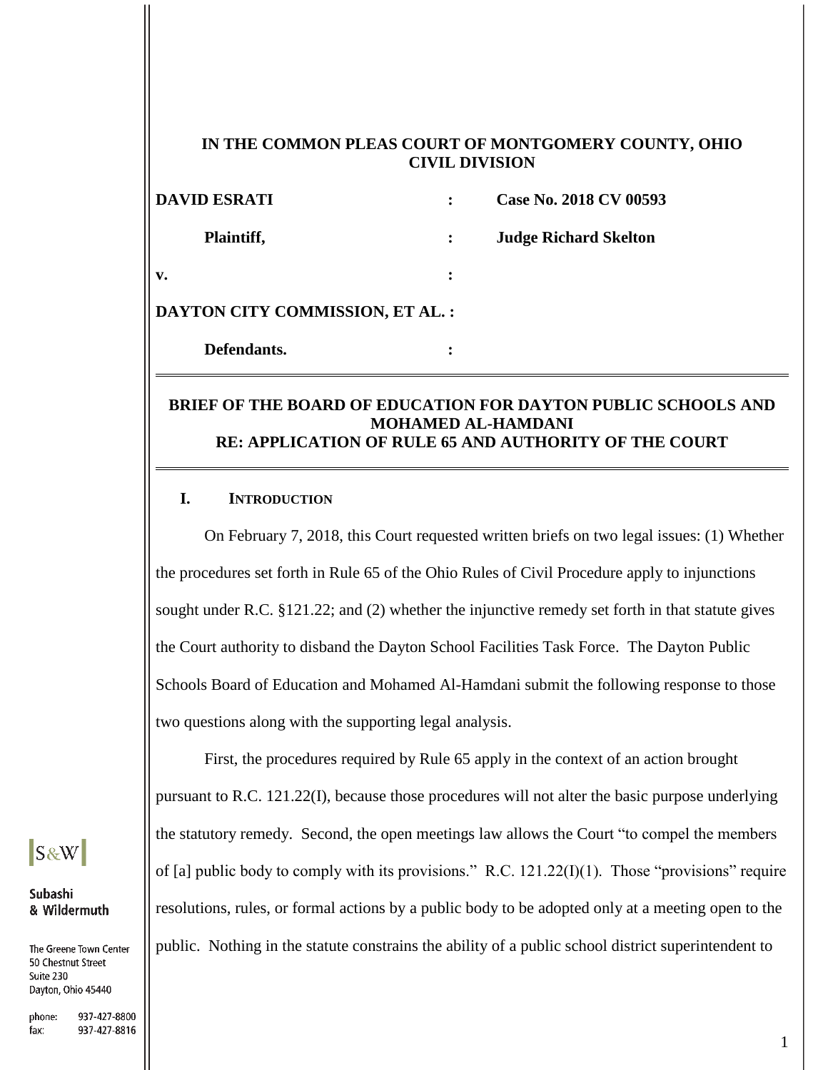**IN THE COMMON PLEAS COURT OF MONTGOMERY COUNTY, OHIO**
**CIVIL DIVISION**

| | | |
|---|---|---|
| **DAVID ESRATI** | : | **Case No. 2018 CV 00593** |
| **Plaintiff,** | : | **Judge Richard Skelton** |
| **v.** | : | |
| **DAYTON CITY COMMISSION, ET AL.** | : | |
| **Defendants.** | : | |

**BRIEF OF THE BOARD OF EDUCATION FOR DAYTON PUBLIC SCHOOLS AND MOHAMED AL-HAMDANI**
**RE: APPLICATION OF RULE 65 AND AUTHORITY OF THE COURT**

## I. INTRODUCTION

On February 7, 2018, this Court requested written briefs on two legal issues: (1) Whether the procedures set forth in Rule 65 of the Ohio Rules of Civil Procedure apply to injunctions sought under R.C. §121.22; and (2) whether the injunctive remedy set forth in that statute gives the Court authority to disband the Dayton School Facilities Task Force. The Dayton Public Schools Board of Education and Mohamed Al-Hamdani submit the following response to those two questions along with the supporting legal analysis.

First, the procedures required by Rule 65 apply in the context of an action brought pursuant to R.C. 121.22(I), because those procedures will not alter the basic purpose underlying the statutory remedy. Second, the open meetings law allows the Court "to compel the members of [a] public body to comply with its provisions." R.C. 121.22(I)(1). Those "provisions" require resolutions, rules, or formal actions by a public body to be adopted only at a meeting open to the public. Nothing in the statute constrains the ability of a public school district superintendent to

S&W
Subashi & Wildermuth
The Greene Town Center
50 Chestnut Street
Suite 230
Dayton, Ohio 45440
phone: 937-427-8800
fax: 937-427-8816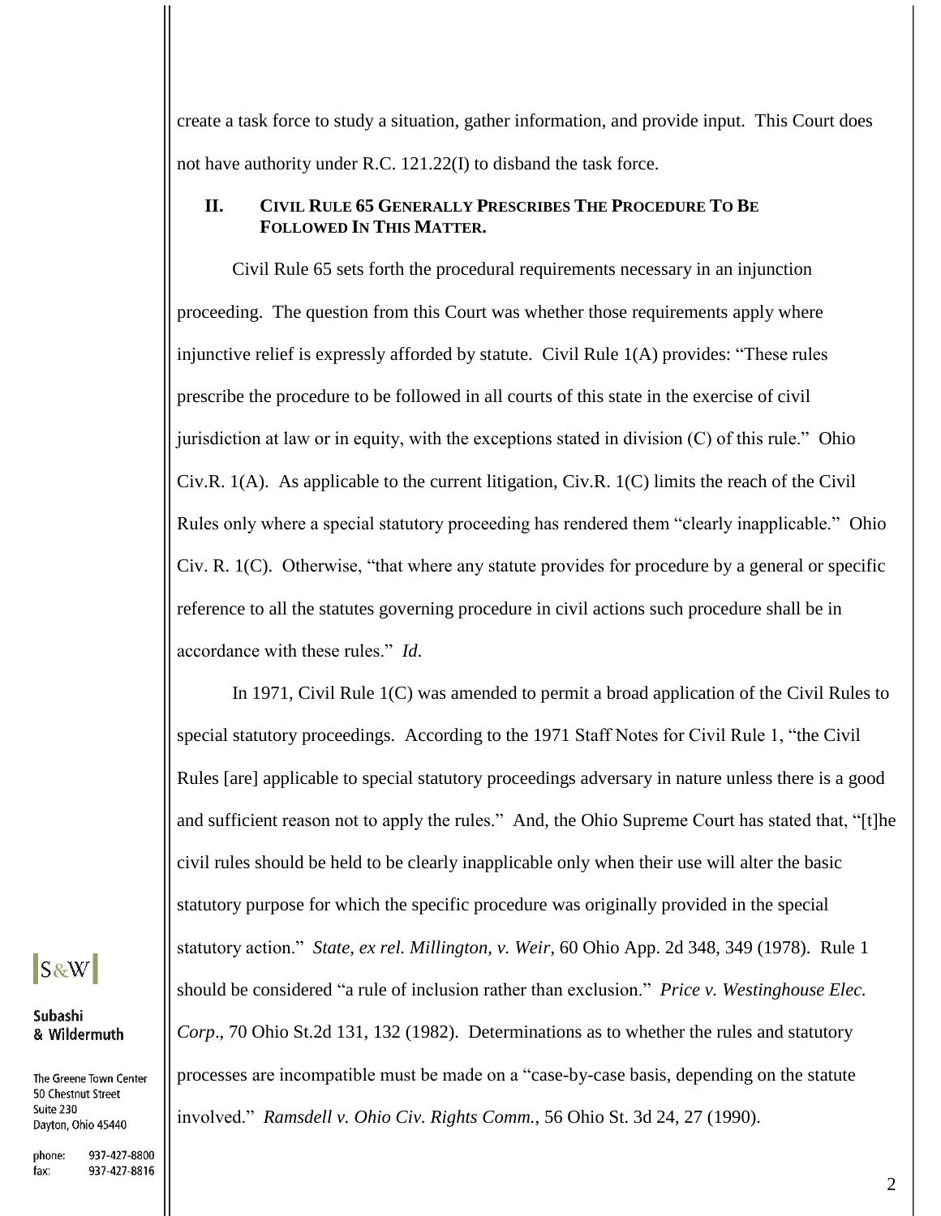create a task force to study a situation, gather information, and provide input. This Court does not have authority under R.C. 121.22(I) to disband the task force.

## II. CIVIL RULE 65 GENERALLY PRESCRIBES THE PROCEDURE TO BE FOLLOWED IN THIS MATTER.

Civil Rule 65 sets forth the procedural requirements necessary in an injunction proceeding. The question from this Court was whether those requirements apply where injunctive relief is expressly afforded by statute. Civil Rule 1(A) provides: "These rules prescribe the procedure to be followed in all courts of this state in the exercise of civil jurisdiction at law or in equity, with the exceptions stated in division (C) of this rule." Ohio Civ.R. 1(A). As applicable to the current litigation, Civ.R. 1(C) limits the reach of the Civil Rules only where a special statutory proceeding has rendered them "clearly inapplicable." Ohio Civ. R. 1(C). Otherwise, "that where any statute provides for procedure by a general or specific reference to all the statutes governing procedure in civil actions such procedure shall be in accordance with these rules." *Id.*

In 1971, Civil Rule 1(C) was amended to permit a broad application of the Civil Rules to special statutory proceedings. According to the 1971 Staff Notes for Civil Rule 1, "the Civil Rules [are] applicable to special statutory proceedings adversary in nature unless there is a good and sufficient reason not to apply the rules." And, the Ohio Supreme Court has stated that, "[t]he civil rules should be held to be clearly inapplicable only when their use will alter the basic statutory purpose for which the specific procedure was originally provided in the special statutory action." *State, ex rel. Millington, v. Weir*, 60 Ohio App. 2d 348, 349 (1978). Rule 1 should be considered "a rule of inclusion rather than exclusion." *Price v. Westinghouse Elec. Corp*., 70 Ohio St.2d 131, 132 (1982). Determinations as to whether the rules and statutory processes are incompatible must be made on a "case-by-case basis, depending on the statute involved." *Ramsdell v. Ohio Civ. Rights Comm.*, 56 Ohio St. 3d 24, 27 (1990).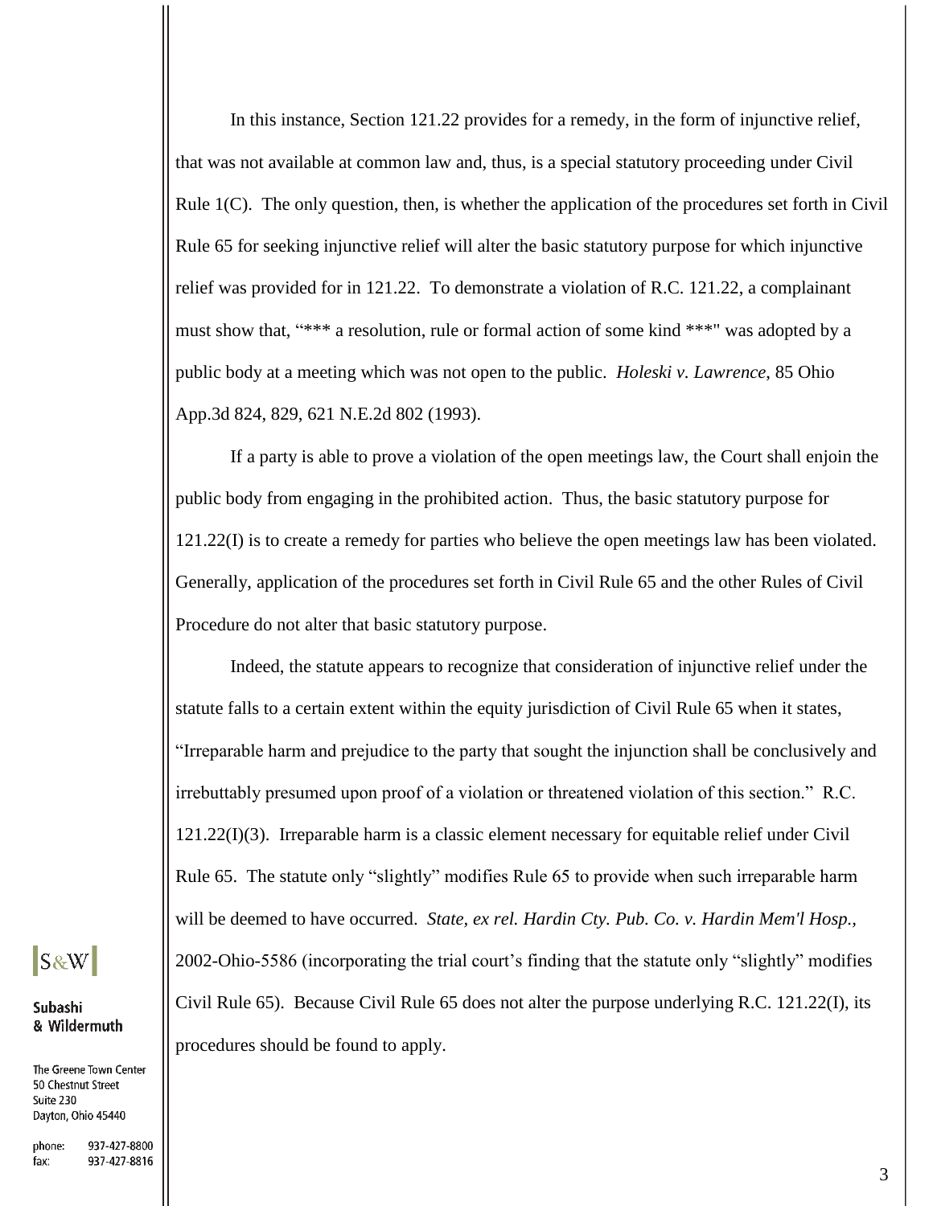In this instance, Section 121.22 provides for a remedy, in the form of injunctive relief, that was not available at common law and, thus, is a special statutory proceeding under Civil Rule 1(C). The only question, then, is whether the application of the procedures set forth in Civil Rule 65 for seeking injunctive relief will alter the basic statutory purpose for which injunctive relief was provided for in 121.22. To demonstrate a violation of R.C. 121.22, a complainant must show that, "*** a resolution, rule or formal action of some kind ***" was adopted by a public body at a meeting which was not open to the public. *Holeski v. Lawrence*, 85 Ohio App.3d 824, 829, 621 N.E.2d 802 (1993).

If a party is able to prove a violation of the open meetings law, the Court shall enjoin the public body from engaging in the prohibited action. Thus, the basic statutory purpose for 121.22(I) is to create a remedy for parties who believe the open meetings law has been violated. Generally, application of the procedures set forth in Civil Rule 65 and the other Rules of Civil Procedure do not alter that basic statutory purpose.

Indeed, the statute appears to recognize that consideration of injunctive relief under the statute falls to a certain extent within the equity jurisdiction of Civil Rule 65 when it states, "Irreparable harm and prejudice to the party that sought the injunction shall be conclusively and irrebuttably presumed upon proof of a violation or threatened violation of this section." R.C. 121.22(I)(3). Irreparable harm is a classic element necessary for equitable relief under Civil Rule 65. The statute only "slightly" modifies Rule 65 to provide when such irreparable harm will be deemed to have occurred. *State, ex rel. Hardin Cty. Pub. Co. v. Hardin Mem'l Hosp.*, 2002-Ohio-5586 (incorporating the trial court's finding that the statute only "slightly" modifies Civil Rule 65). Because Civil Rule 65 does not alter the purpose underlying R.C. 121.22(I), its procedures should be found to apply.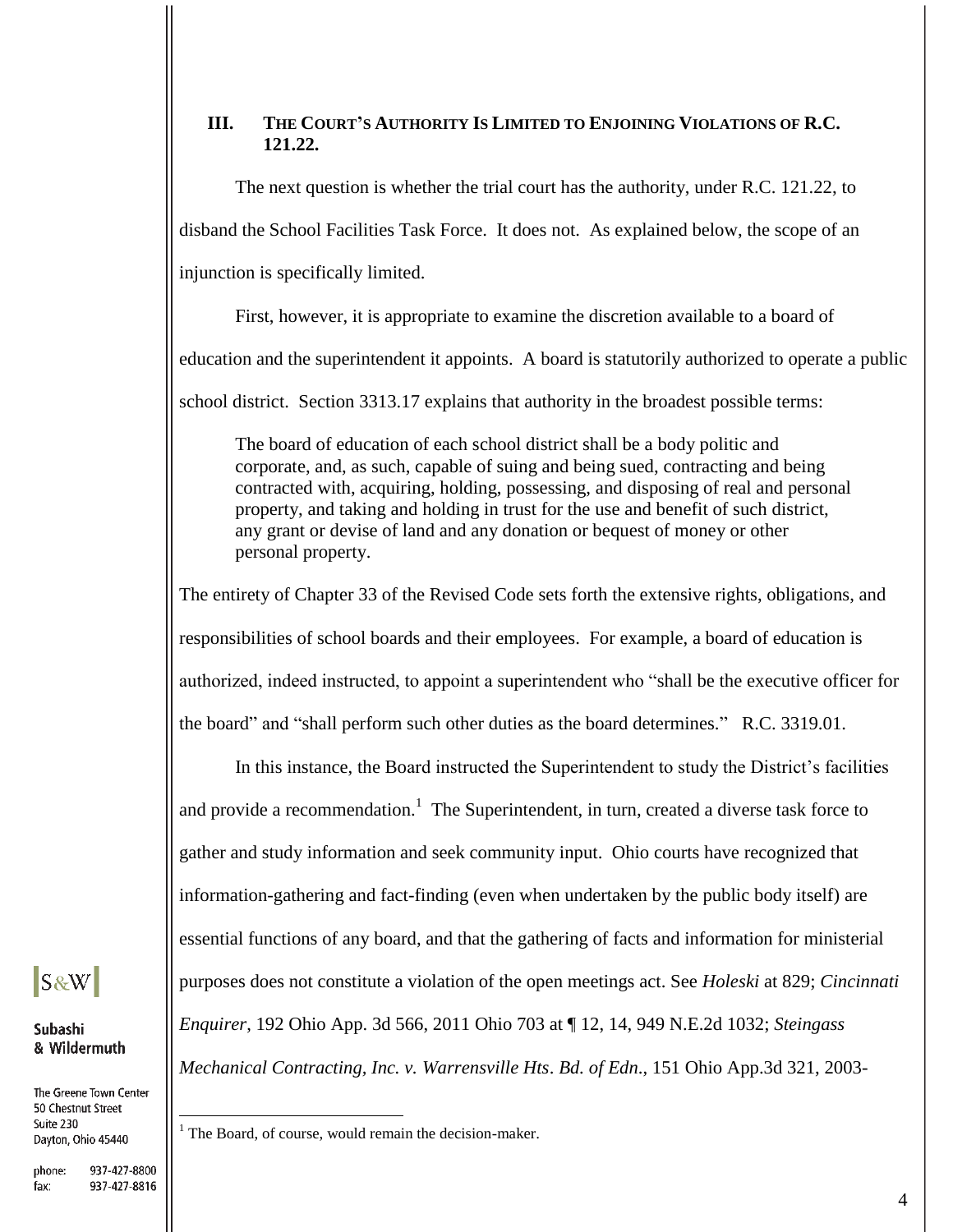## III. The Court's Authority Is Limited to Enjoining Violations of R.C. 121.22.

The next question is whether the trial court has the authority, under R.C. 121.22, to disband the School Facilities Task Force. It does not. As explained below, the scope of an injunction is specifically limited.

First, however, it is appropriate to examine the discretion available to a board of education and the superintendent it appoints. A board is statutorily authorized to operate a public school district. Section 3313.17 explains that authority in the broadest possible terms:

> The board of education of each school district shall be a body politic and corporate, and, as such, capable of suing and being sued, contracting and being contracted with, acquiring, holding, possessing, and disposing of real and personal property, and taking and holding in trust for the use and benefit of such district, any grant or devise of land and any donation or bequest of money or other personal property.

The entirety of Chapter 33 of the Revised Code sets forth the extensive rights, obligations, and responsibilities of school boards and their employees. For example, a board of education is authorized, indeed instructed, to appoint a superintendent who "shall be the executive officer for the board" and "shall perform such other duties as the board determines." R.C. 3319.01.

In this instance, the Board instructed the Superintendent to study the District's facilities and provide a recommendation.[1] The Superintendent, in turn, created a diverse task force to gather and study information and seek community input. Ohio courts have recognized that information-gathering and fact-finding (even when undertaken by the public body itself) are essential functions of any board, and that the gathering of facts and information for ministerial purposes does not constitute a violation of the open meetings act. See *Holeski* at 829; *Cincinnati Enquirer*, 192 Ohio App. 3d 566, 2011 Ohio 703 at ¶ 12, 14, 949 N.E.2d 1032; *Steingass Mechanical Contracting, Inc. v. Warrensville Hts. Bd. of Edn.*, 151 Ohio App.3d 321, 2003-

[1] The Board, of course, would remain the decision-maker.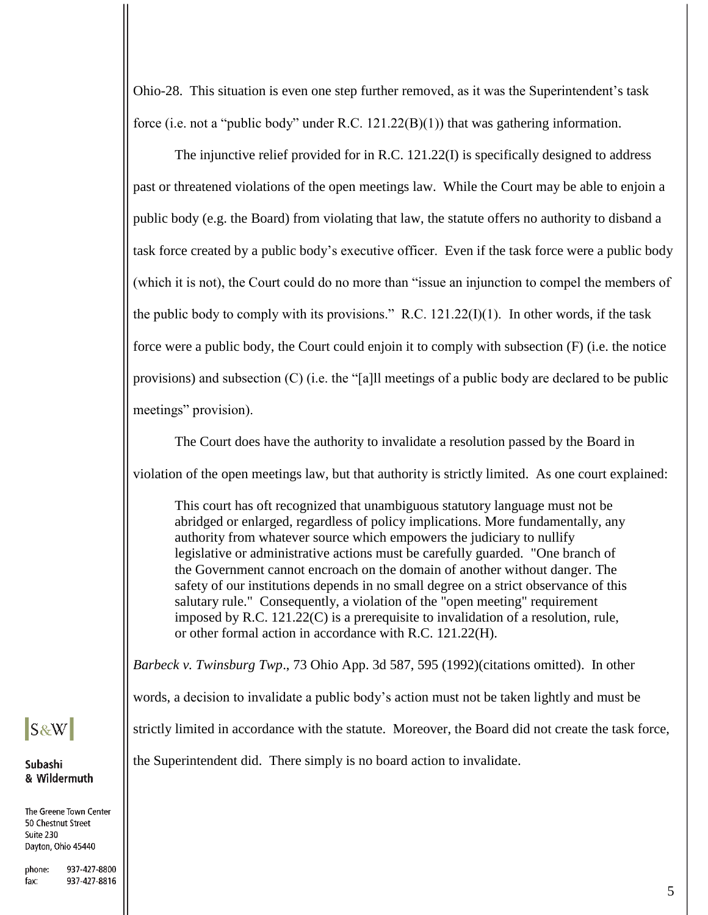Ohio-28. This situation is even one step further removed, as it was the Superintendent's task force (i.e. not a "public body" under R.C. 121.22(B)(1)) that was gathering information.

The injunctive relief provided for in R.C. 121.22(I) is specifically designed to address past or threatened violations of the open meetings law. While the Court may be able to enjoin a public body (e.g. the Board) from violating that law, the statute offers no authority to disband a task force created by a public body's executive officer. Even if the task force were a public body (which it is not), the Court could do no more than "issue an injunction to compel the members of the public body to comply with its provisions." R.C. 121.22(I)(1). In other words, if the task force were a public body, the Court could enjoin it to comply with subsection (F) (i.e. the notice provisions) and subsection (C) (i.e. the "[a]ll meetings of a public body are declared to be public meetings" provision).

The Court does have the authority to invalidate a resolution passed by the Board in violation of the open meetings law, but that authority is strictly limited. As one court explained:

> This court has oft recognized that unambiguous statutory language must not be abridged or enlarged, regardless of policy implications. More fundamentally, any authority from whatever source which empowers the judiciary to nullify legislative or administrative actions must be carefully guarded. "One branch of the Government cannot encroach on the domain of another without danger. The safety of our institutions depends in no small degree on a strict observance of this salutary rule." Consequently, a violation of the "open meeting" requirement imposed by R.C. 121.22(C) is a prerequisite to invalidation of a resolution, rule, or other formal action in accordance with R.C. 121.22(H).

*Barbeck v. Twinsburg Twp*., 73 Ohio App. 3d 587, 595 (1992)(citations omitted). In other words, a decision to invalidate a public body's action must not be taken lightly and must be strictly limited in accordance with the statute. Moreover, the Board did not create the task force, the Superintendent did. There simply is no board action to invalidate.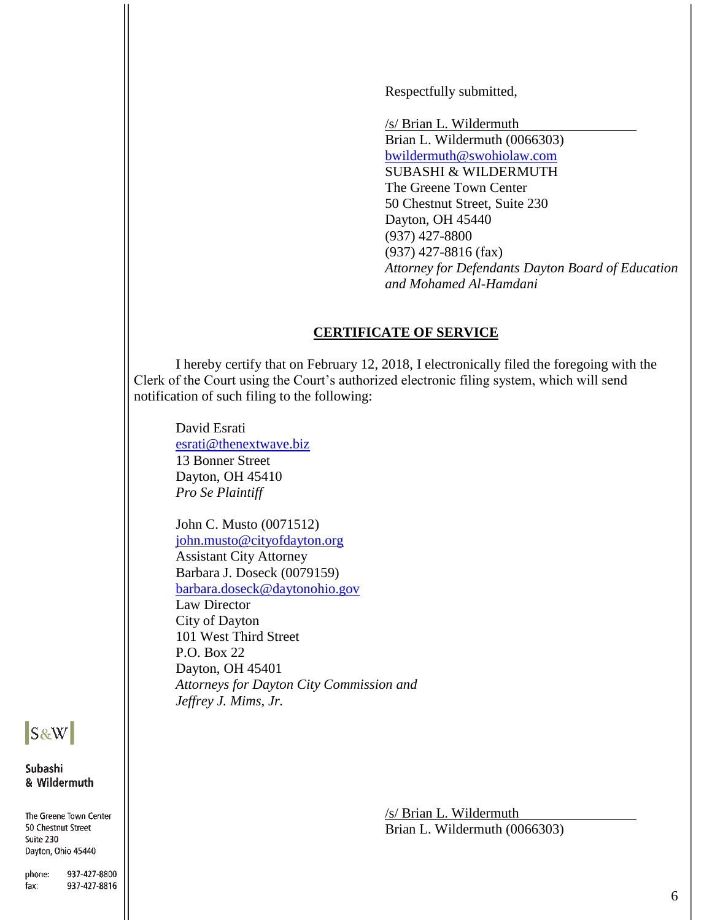Respectfully submitted,

/s/ Brian L. Wildermuth
Brian L. Wildermuth (0066303)
bwildermuth@swohiolaw.com
SUBASHI & WILDERMUTH
The Greene Town Center
50 Chestnut Street, Suite 230
Dayton, OH 45440
(937) 427-8800
(937) 427-8816 (fax)
*Attorney for Defendants Dayton Board of Education and Mohamed Al-Hamdani*

**CERTIFICATE OF SERVICE**

I hereby certify that on February 12, 2018, I electronically filed the foregoing with the Clerk of the Court using the Court's authorized electronic filing system, which will send notification of such filing to the following:

David Esrati
esrati@thenextwave.biz
13 Bonner Street
Dayton, OH 45410
*Pro Se Plaintiff*

John C. Musto (0071512)
john.musto@cityofdayton.org
Assistant City Attorney
Barbara J. Doseck (0079159)
barbara.doseck@daytonohio.gov
Law Director
City of Dayton
101 West Third Street
P.O. Box 22
Dayton, OH 45401
*Attorneys for Dayton City Commission and Jeffrey J. Mims, Jr.*

/s/ Brian L. Wildermuth
Brian L. Wildermuth (0066303)

S&W
Subashi & Wildermuth
The Greene Town Center
50 Chestnut Street
Suite 230
Dayton, Ohio 45440
phone: 937-427-8800
fax: 937-427-8816